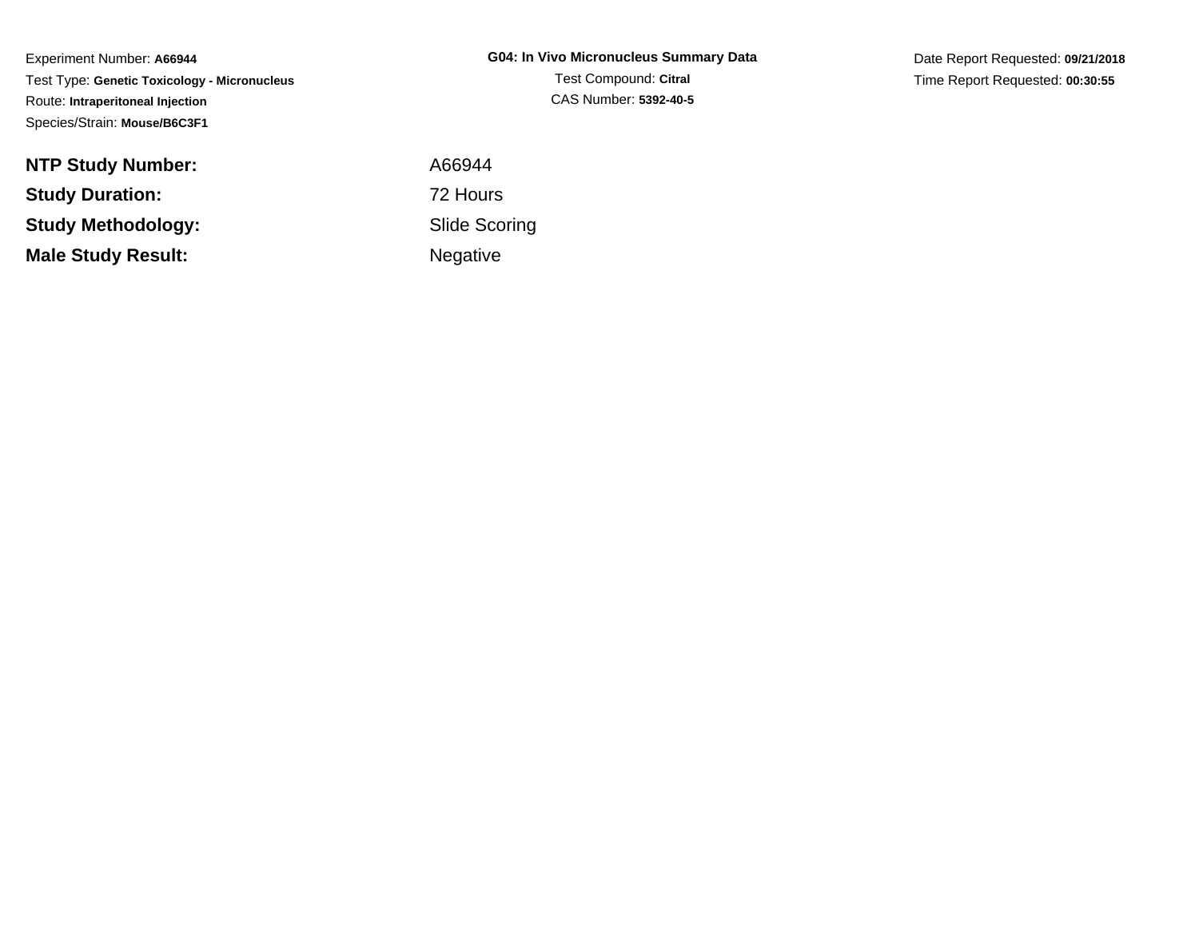Experiment Number: **A66944**
Test Type: **Genetic Toxicology - Micronucleus**
Route: **Intraperitoneal Injection**
Species/Strain: **Mouse/B6C3F1**

**G04: In Vivo Micronucleus Summary Data**
Test Compound: **Citral**
CAS Number: **5392-40-5**

Date Report Requested: **09/21/2018**
Time Report Requested: **00:30:55**

| | |
|---|---|
| **NTP Study Number:** | A66944 |
| **Study Duration:** | 72 Hours |
| **Study Methodology:** | Slide Scoring |
| **Male Study Result:** | Negative |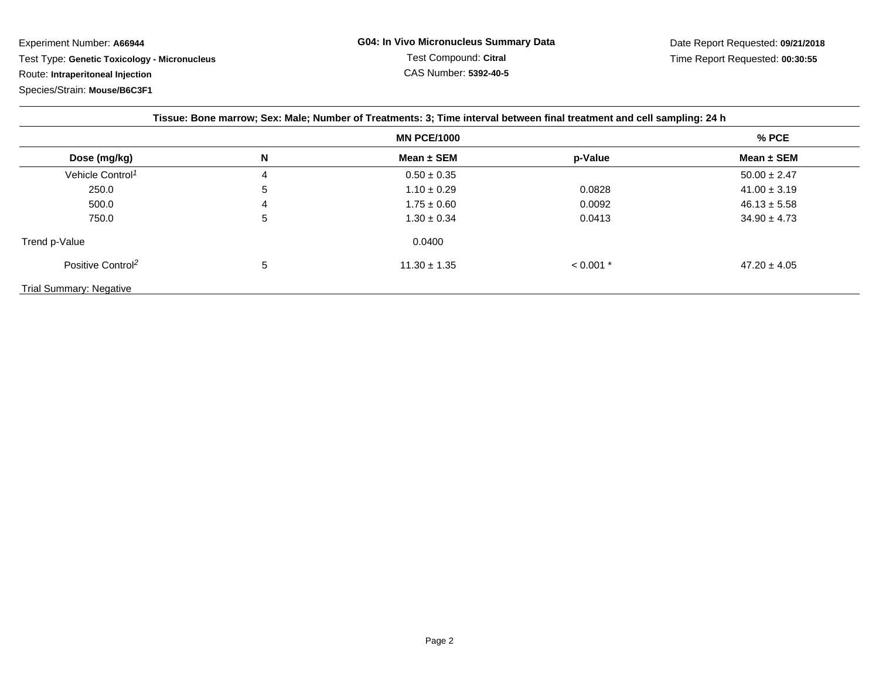Experiment Number: **A66944**

Test Type: **Genetic Toxicology - Micronucleus**

Route: **Intraperitoneal Injection**

Species/Strain: **Mouse/B6C3F1**

**G04: In Vivo Micronucleus Summary Data**

Test Compound: **Citral**

CAS Number: **5392-40-5**

Date Report Requested: **09/21/2018**

Time Report Requested: **00:30:55**

**Tissue: Bone marrow; Sex: Male; Number of Treatments: 3; Time interval between final treatment and cell sampling: 24 h**

| | | MN PCE/1000 | | % PCE |
|---|---|---|---|---|
| **Dose (mg/kg)** | **N** | **Mean ± SEM** | **p-Value** | **Mean ± SEM** |
| Vehicle Control[1] | 4 | 0.50 ± 0.35 | | 50.00 ± 2.47 |
| 250.0 | 5 | 1.10 ± 0.29 | 0.0828 | 41.00 ± 3.19 |
| 500.0 | 4 | 1.75 ± 0.60 | 0.0092 | 46.13 ± 5.58 |
| 750.0 | 5 | 1.30 ± 0.34 | 0.0413 | 34.90 ± 4.73 |
| Trend p-Value | | 0.0400 | | |
| Positive Control[2] | 5 | 11.30 ± 1.35 | < 0.001 * | 47.20 ± 4.05 |

Trial Summary: Negative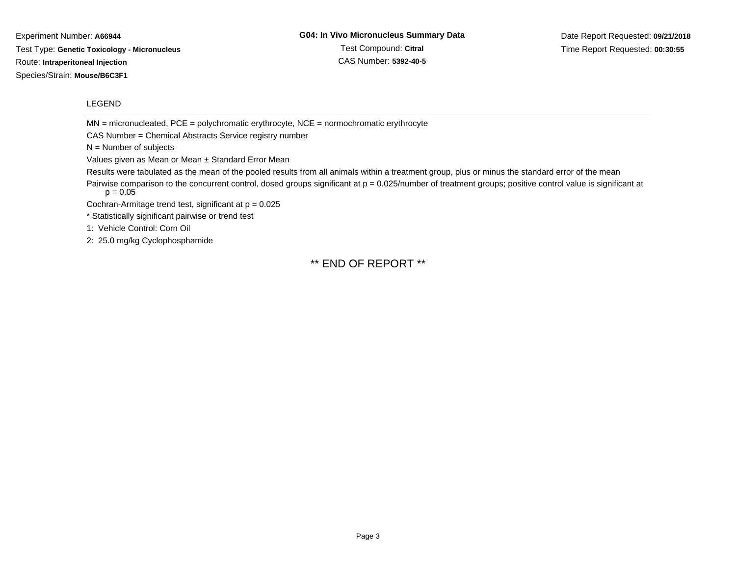Experiment Number: **A66944**

Test Type: **Genetic Toxicology - Micronucleus**

Route: **Intraperitoneal Injection**

Species/Strain: **Mouse/B6C3F1**

**G04: In Vivo Micronucleus Summary Data**

Test Compound: **Citral**

CAS Number: **5392-40-5**

Date Report Requested: **09/21/2018**

Time Report Requested: **00:30:55**

LEGEND

MN = micronucleated, PCE = polychromatic erythrocyte, NCE = normochromatic erythrocyte

CAS Number = Chemical Abstracts Service registry number

N = Number of subjects

Values given as Mean or Mean ± Standard Error Mean

Results were tabulated as the mean of the pooled results from all animals within a treatment group, plus or minus the standard error of the mean

Pairwise comparison to the concurrent control, dosed groups significant at p = 0.025/number of treatment groups; positive control value is significant at p = 0.05

Cochran-Armitage trend test, significant at p = 0.025

* Statistically significant pairwise or trend test

1: Vehicle Control: Corn Oil

2: 25.0 mg/kg Cyclophosphamide

** END OF REPORT **